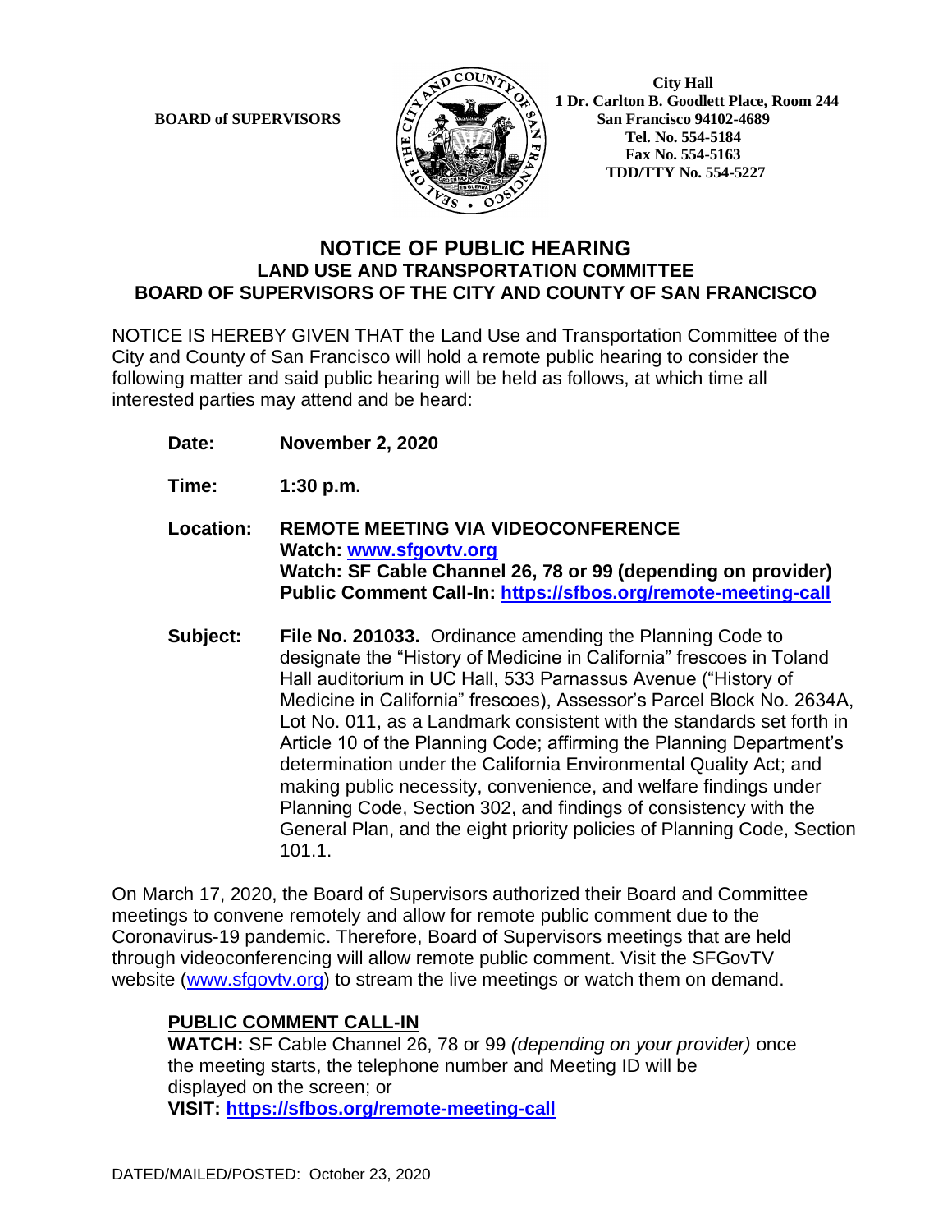**BOARD of SUPERVISORS**

**City Hall**
**1 Dr. Carlton B. Goodlett Place, Room 244**
**San Francisco 94102-4689**
**Tel. No. 554-5184**
**Fax No. 554-5163**
**TDD/TTY No. 554-5227**

# NOTICE OF PUBLIC HEARING
## LAND USE AND TRANSPORTATION COMMITTEE
## BOARD OF SUPERVISORS OF THE CITY AND COUNTY OF SAN FRANCISCO

NOTICE IS HEREBY GIVEN THAT the Land Use and Transportation Committee of the City and County of San Francisco will hold a remote public hearing to consider the following matter and said public hearing will be held as follows, at which time all interested parties may attend and be heard:

**Date:** **November 2, 2020**

**Time:** **1:30 p.m.**

**Location:** **REMOTE MEETING VIA VIDEOCONFERENCE**
**Watch: www.sfgovtv.org**
**Watch: SF Cable Channel 26, 78 or 99 (depending on provider)**
**Public Comment Call-In: https://sfbos.org/remote-meeting-call**

**Subject:** **File No. 201033.** Ordinance amending the Planning Code to designate the "History of Medicine in California" frescoes in Toland Hall auditorium in UC Hall, 533 Parnassus Avenue ("History of Medicine in California" frescoes), Assessor's Parcel Block No. 2634A, Lot No. 011, as a Landmark consistent with the standards set forth in Article 10 of the Planning Code; affirming the Planning Department's determination under the California Environmental Quality Act; and making public necessity, convenience, and welfare findings under Planning Code, Section 302, and findings of consistency with the General Plan, and the eight priority policies of Planning Code, Section 101.1.

On March 17, 2020, the Board of Supervisors authorized their Board and Committee meetings to convene remotely and allow for remote public comment due to the Coronavirus-19 pandemic. Therefore, Board of Supervisors meetings that are held through videoconferencing will allow remote public comment. Visit the SFGovTV website (www.sfgovtv.org) to stream the live meetings or watch them on demand.

**PUBLIC COMMENT CALL-IN**

**WATCH:** SF Cable Channel 26, 78 or 99 *(depending on your provider)* once the meeting starts, the telephone number and Meeting ID will be displayed on the screen; or

**VISIT: https://sfbos.org/remote-meeting-call**

DATED/MAILED/POSTED: October 23, 2020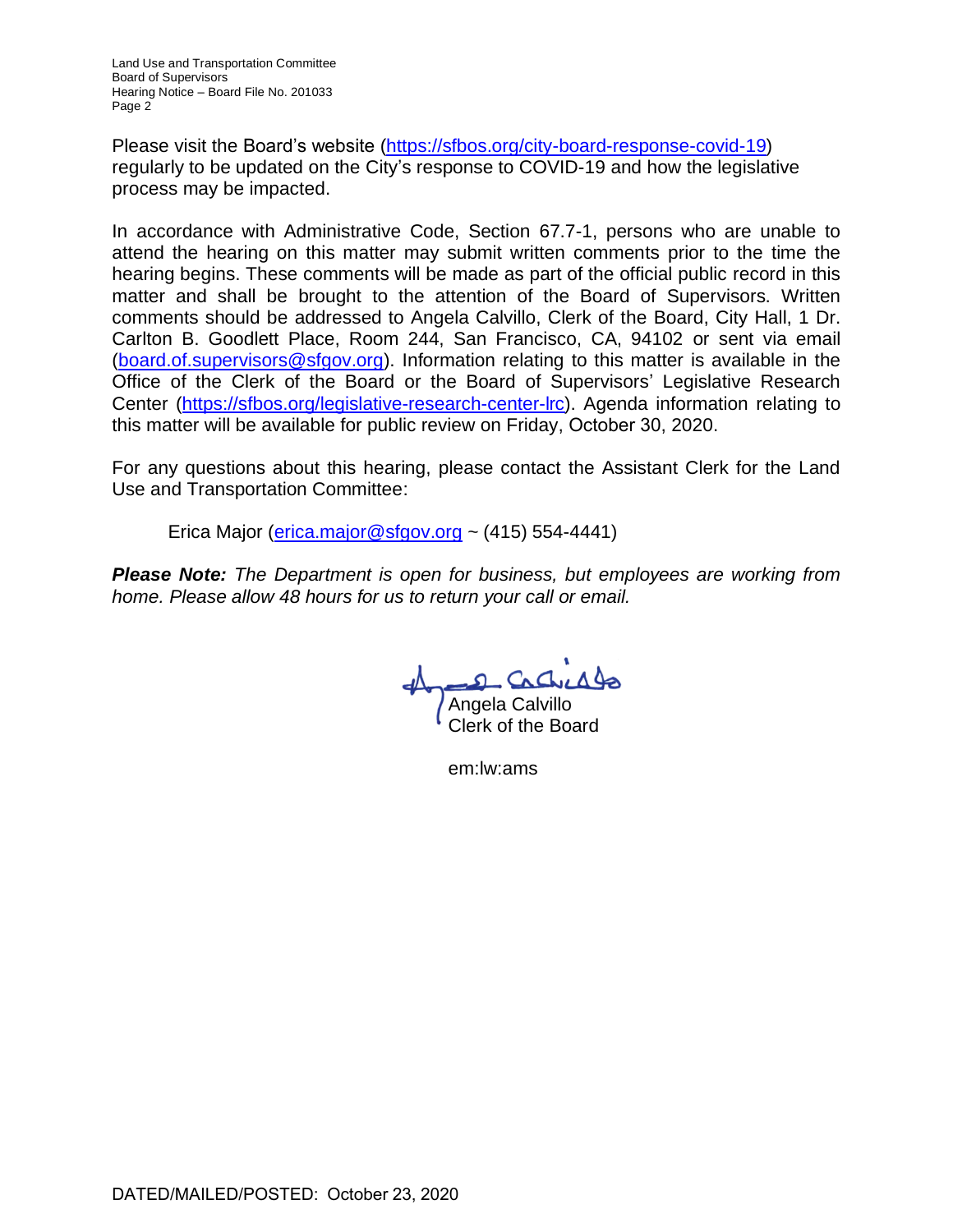Please visit the Board's website (https://sfbos.org/city-board-response-covid-19) regularly to be updated on the City's response to COVID-19 and how the legislative process may be impacted.

In accordance with Administrative Code, Section 67.7-1, persons who are unable to attend the hearing on this matter may submit written comments prior to the time the hearing begins. These comments will be made as part of the official public record in this matter and shall be brought to the attention of the Board of Supervisors. Written comments should be addressed to Angela Calvillo, Clerk of the Board, City Hall, 1 Dr. Carlton B. Goodlett Place, Room 244, San Francisco, CA, 94102 or sent via email (board.of.supervisors@sfgov.org). Information relating to this matter is available in the Office of the Clerk of the Board or the Board of Supervisors' Legislative Research Center (https://sfbos.org/legislative-research-center-lrc). Agenda information relating to this matter will be available for public review on Friday, October 30, 2020.

For any questions about this hearing, please contact the Assistant Clerk for the Land Use and Transportation Committee:

Erica Major (erica.major@sfgov.org ~ (415) 554-4441)

***Please Note:*** *The Department is open for business, but employees are working from home. Please allow 48 hours for us to return your call or email.*

Angela Calvillo
Clerk of the Board

em:lw:ams

DATED/MAILED/POSTED: October 23, 2020